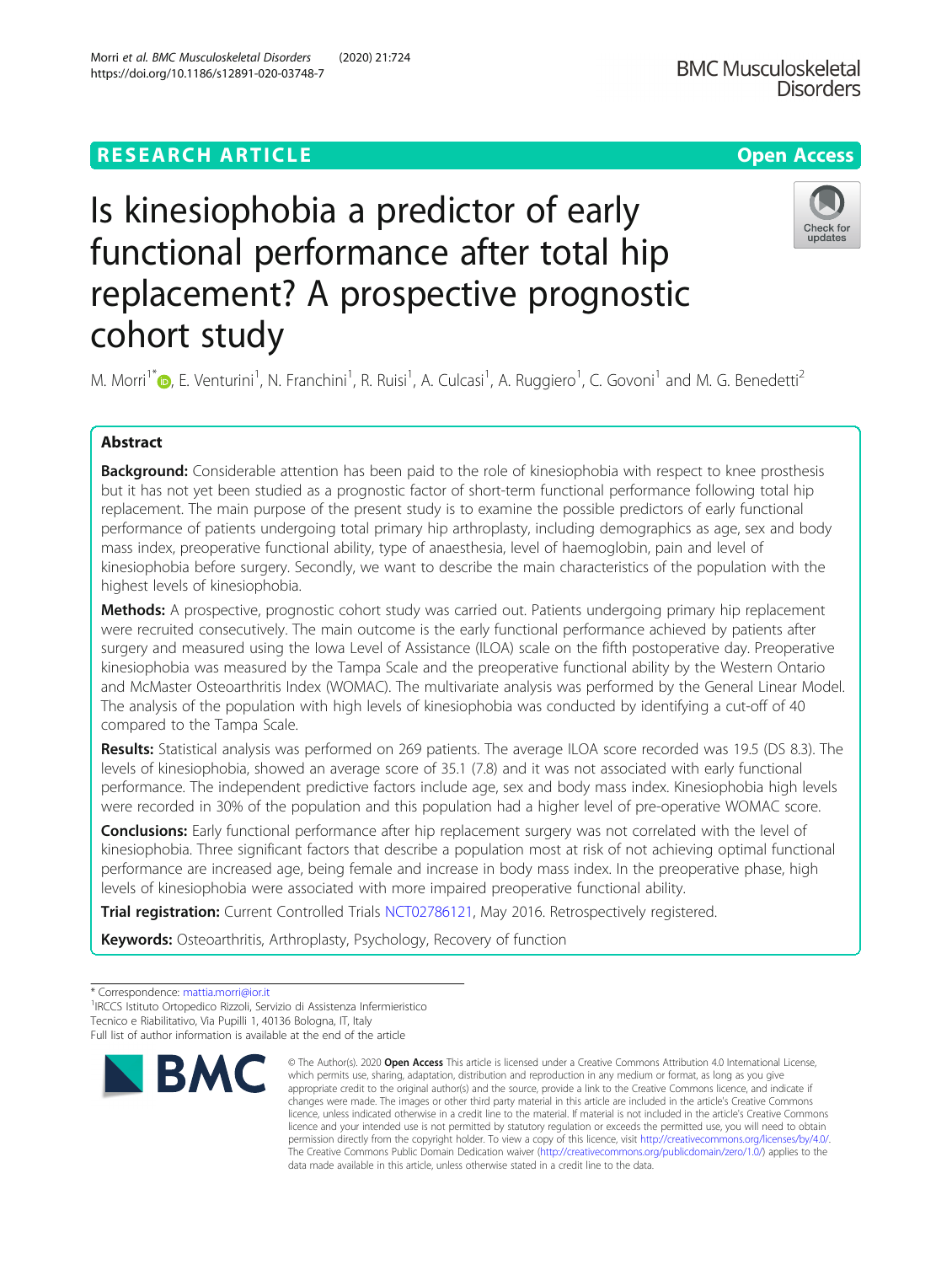RESEARCH ARTICLE

Open Access

# Is kinesiophobia a predictor of early functional performance after total hip replacement? A prospective prognostic cohort study

M. Morri[1*], E. Venturini[1], N. Franchini[1], R. Ruisi[1], A. Culcasi[1], A. Ruggiero[1], C. Govoni[1] and M. G. Benedetti[2]

## Abstract

**Background:** Considerable attention has been paid to the role of kinesiophobia with respect to knee prosthesis but it has not yet been studied as a prognostic factor of short-term functional performance following total hip replacement. The main purpose of the present study is to examine the possible predictors of early functional performance of patients undergoing total primary hip arthroplasty, including demographics as age, sex and body mass index, preoperative functional ability, type of anaesthesia, level of haemoglobin, pain and level of kinesiophobia before surgery. Secondly, we want to describe the main characteristics of the population with the highest levels of kinesiophobia.

**Methods:** A prospective, prognostic cohort study was carried out. Patients undergoing primary hip replacement were recruited consecutively. The main outcome is the early functional performance achieved by patients after surgery and measured using the Iowa Level of Assistance (ILOA) scale on the fifth postoperative day. Preoperative kinesiophobia was measured by the Tampa Scale and the preoperative functional ability by the Western Ontario and McMaster Osteoarthritis Index (WOMAC). The multivariate analysis was performed by the General Linear Model. The analysis of the population with high levels of kinesiophobia was conducted by identifying a cut-off of 40 compared to the Tampa Scale.

**Results:** Statistical analysis was performed on 269 patients. The average ILOA score recorded was 19.5 (DS 8.3). The levels of kinesiophobia, showed an average score of 35.1 (7.8) and it was not associated with early functional performance. The independent predictive factors include age, sex and body mass index. Kinesiophobia high levels were recorded in 30% of the population and this population had a higher level of pre-operative WOMAC score.

**Conclusions:** Early functional performance after hip replacement surgery was not correlated with the level of kinesiophobia. Three significant factors that describe a population most at risk of not achieving optimal functional performance are increased age, being female and increase in body mass index. In the preoperative phase, high levels of kinesiophobia were associated with more impaired preoperative functional ability.

**Trial registration:** Current Controlled Trials NCT02786121, May 2016. Retrospectively registered.

**Keywords:** Osteoarthritis, Arthroplasty, Psychology, Recovery of function

---

* Correspondence: mattia.morri@ior.it

[1]IRCCS Istituto Ortopedico Rizzoli, Servizio di Assistenza Infermieristico Tecnico e Riabilitativo, Via Pupilli 1, 40136 Bologna, IT, Italy

Full list of author information is available at the end of the article

© The Author(s). 2020 **Open Access** This article is licensed under a Creative Commons Attribution 4.0 International License, which permits use, sharing, adaptation, distribution and reproduction in any medium or format, as long as you give appropriate credit to the original author(s) and the source, provide a link to the Creative Commons licence, and indicate if changes were made. The images or other third party material in this article are included in the article's Creative Commons licence, unless indicated otherwise in a credit line to the material. If material is not included in the article's Creative Commons licence and your intended use is not permitted by statutory regulation or exceeds the permitted use, you will need to obtain permission directly from the copyright holder. To view a copy of this licence, visit http://creativecommons.org/licenses/by/4.0/. The Creative Commons Public Domain Dedication waiver (http://creativecommons.org/publicdomain/zero/1.0/) applies to the data made available in this article, unless otherwise stated in a credit line to the data.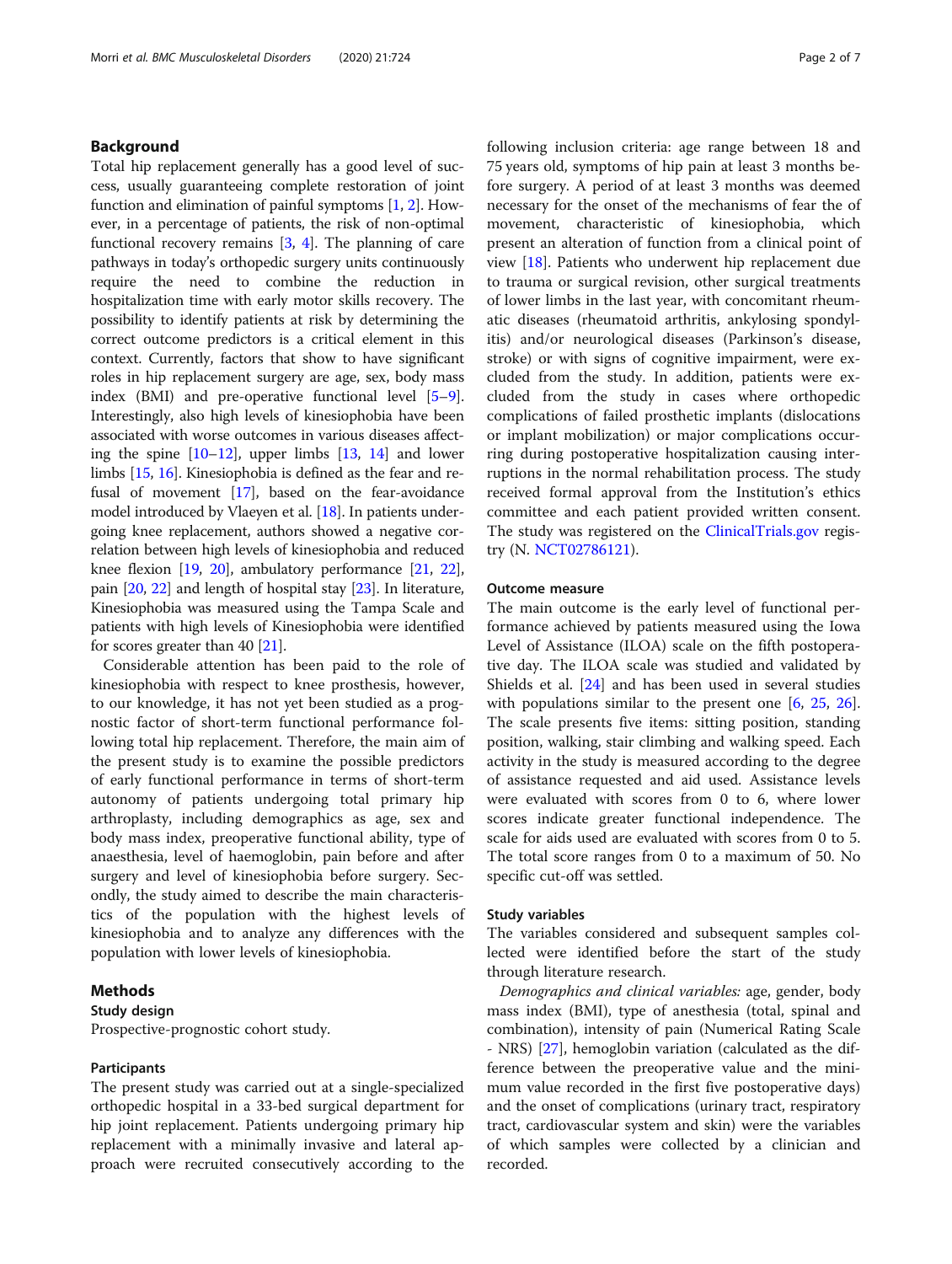## Background

Total hip replacement generally has a good level of success, usually guaranteeing complete restoration of joint function and elimination of painful symptoms [1, 2]. However, in a percentage of patients, the risk of non-optimal functional recovery remains [3, 4]. The planning of care pathways in today's orthopedic surgery units continuously require the need to combine the reduction in hospitalization time with early motor skills recovery. The possibility to identify patients at risk by determining the correct outcome predictors is a critical element in this context. Currently, factors that show to have significant roles in hip replacement surgery are age, sex, body mass index (BMI) and pre-operative functional level [5–9]. Interestingly, also high levels of kinesiophobia have been associated with worse outcomes in various diseases affecting the spine [10–12], upper limbs [13, 14] and lower limbs [15, 16]. Kinesiophobia is defined as the fear and refusal of movement [17], based on the fear-avoidance model introduced by Vlaeyen et al. [18]. In patients undergoing knee replacement, authors showed a negative correlation between high levels of kinesiophobia and reduced knee flexion [19, 20], ambulatory performance [21, 22], pain [20, 22] and length of hospital stay [23]. In literature, Kinesiophobia was measured using the Tampa Scale and patients with high levels of Kinesiophobia were identified for scores greater than 40 [21].

Considerable attention has been paid to the role of kinesiophobia with respect to knee prosthesis, however, to our knowledge, it has not yet been studied as a prognostic factor of short-term functional performance following total hip replacement. Therefore, the main aim of the present study is to examine the possible predictors of early functional performance in terms of short-term autonomy of patients undergoing total primary hip arthroplasty, including demographics as age, sex and body mass index, preoperative functional ability, type of anaesthesia, level of haemoglobin, pain before and after surgery and level of kinesiophobia before surgery. Secondly, the study aimed to describe the main characteristics of the population with the highest levels of kinesiophobia and to analyze any differences with the population with lower levels of kinesiophobia.

## Methods

### Study design

Prospective-prognostic cohort study.

### Participants

The present study was carried out at a single-specialized orthopedic hospital in a 33-bed surgical department for hip joint replacement. Patients undergoing primary hip replacement with a minimally invasive and lateral approach were recruited consecutively according to the following inclusion criteria: age range between 18 and 75 years old, symptoms of hip pain at least 3 months before surgery. A period of at least 3 months was deemed necessary for the onset of the mechanisms of fear the of movement, characteristic of kinesiophobia, which present an alteration of function from a clinical point of view [18]. Patients who underwent hip replacement due to trauma or surgical revision, other surgical treatments of lower limbs in the last year, with concomitant rheumatic diseases (rheumatoid arthritis, ankylosing spondylitis) and/or neurological diseases (Parkinson's disease, stroke) or with signs of cognitive impairment, were excluded from the study. In addition, patients were excluded from the study in cases where orthopedic complications of failed prosthetic implants (dislocations or implant mobilization) or major complications occurring during postoperative hospitalization causing interruptions in the normal rehabilitation process. The study received formal approval from the Institution's ethics committee and each patient provided written consent. The study was registered on the ClinicalTrials.gov registry (N. NCT02786121).

### Outcome measure

The main outcome is the early level of functional performance achieved by patients measured using the Iowa Level of Assistance (ILOA) scale on the fifth postoperative day. The ILOA scale was studied and validated by Shields et al. [24] and has been used in several studies with populations similar to the present one [6, 25, 26]. The scale presents five items: sitting position, standing position, walking, stair climbing and walking speed. Each activity in the study is measured according to the degree of assistance requested and aid used. Assistance levels were evaluated with scores from 0 to 6, where lower scores indicate greater functional independence. The scale for aids used are evaluated with scores from 0 to 5. The total score ranges from 0 to a maximum of 50. No specific cut-off was settled.

### Study variables

The variables considered and subsequent samples collected were identified before the start of the study through literature research.

*Demographics and clinical variables:* age, gender, body mass index (BMI), type of anesthesia (total, spinal and combination), intensity of pain (Numerical Rating Scale - NRS) [27], hemoglobin variation (calculated as the difference between the preoperative value and the minimum value recorded in the first five postoperative days) and the onset of complications (urinary tract, respiratory tract, cardiovascular system and skin) were the variables of which samples were collected by a clinician and recorded.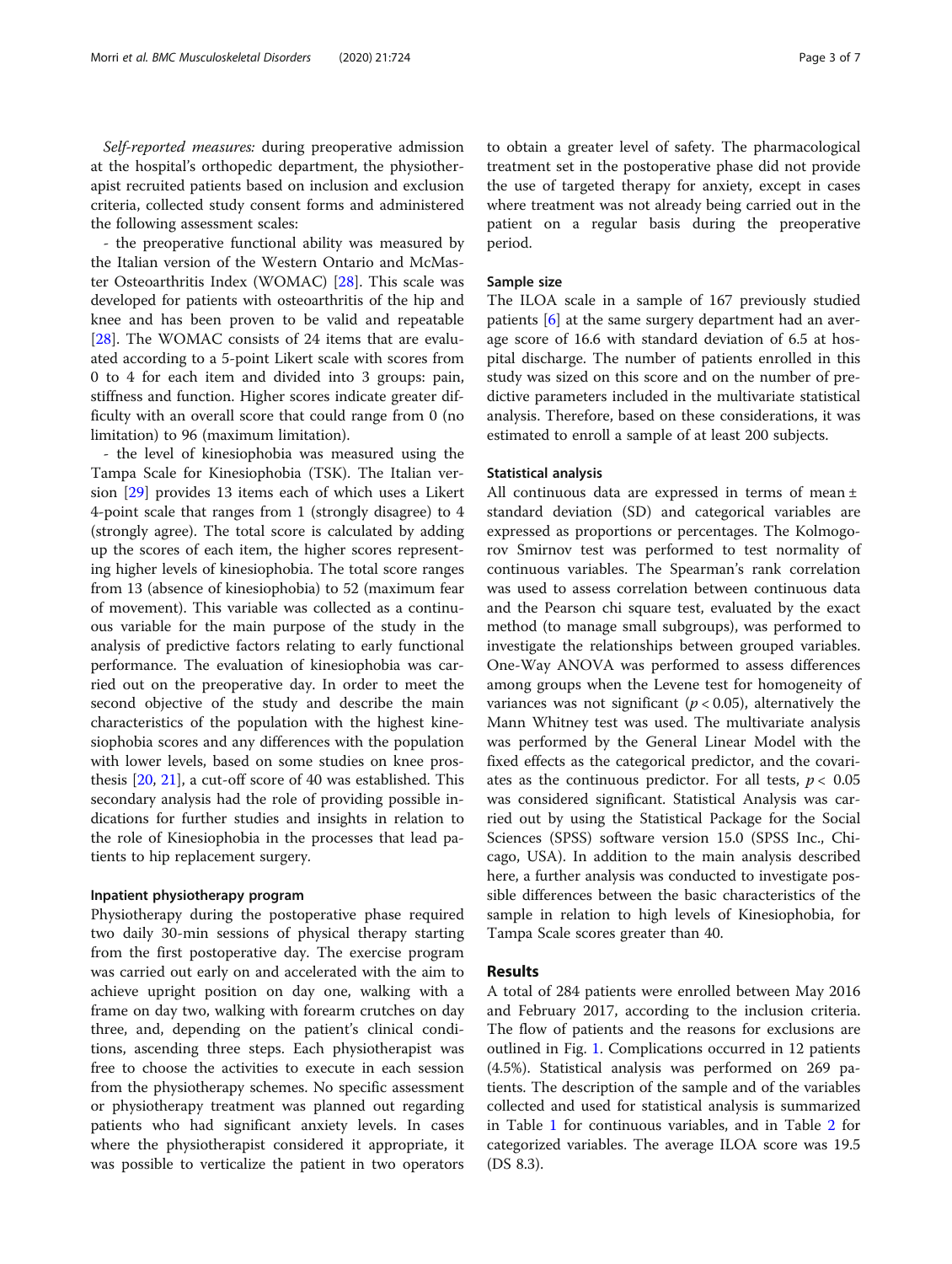*Self-reported measures:* during preoperative admission at the hospital's orthopedic department, the physiotherapist recruited patients based on inclusion and exclusion criteria, collected study consent forms and administered the following assessment scales:

- the preoperative functional ability was measured by the Italian version of the Western Ontario and McMaster Osteoarthritis Index (WOMAC) [28]. This scale was developed for patients with osteoarthritis of the hip and knee and has been proven to be valid and repeatable [28]. The WOMAC consists of 24 items that are evaluated according to a 5-point Likert scale with scores from 0 to 4 for each item and divided into 3 groups: pain, stiffness and function. Higher scores indicate greater difficulty with an overall score that could range from 0 (no limitation) to 96 (maximum limitation).

- the level of kinesiophobia was measured using the Tampa Scale for Kinesiophobia (TSK). The Italian version [29] provides 13 items each of which uses a Likert 4-point scale that ranges from 1 (strongly disagree) to 4 (strongly agree). The total score is calculated by adding up the scores of each item, the higher scores representing higher levels of kinesiophobia. The total score ranges from 13 (absence of kinesiophobia) to 52 (maximum fear of movement). This variable was collected as a continuous variable for the main purpose of the study in the analysis of predictive factors relating to early functional performance. The evaluation of kinesiophobia was carried out on the preoperative day. In order to meet the second objective of the study and describe the main characteristics of the population with the highest kinesiophobia scores and any differences with the population with lower levels, based on some studies on knee prosthesis [20, 21], a cut-off score of 40 was established. This secondary analysis had the role of providing possible indications for further studies and insights in relation to the role of Kinesiophobia in the processes that lead patients to hip replacement surgery.

### Inpatient physiotherapy program

Physiotherapy during the postoperative phase required two daily 30-min sessions of physical therapy starting from the first postoperative day. The exercise program was carried out early on and accelerated with the aim to achieve upright position on day one, walking with a frame on day two, walking with forearm crutches on day three, and, depending on the patient's clinical conditions, ascending three steps. Each physiotherapist was free to choose the activities to execute in each session from the physiotherapy schemes. No specific assessment or physiotherapy treatment was planned out regarding patients who had significant anxiety levels. In cases where the physiotherapist considered it appropriate, it was possible to verticalize the patient in two operators to obtain a greater level of safety. The pharmacological treatment set in the postoperative phase did not provide the use of targeted therapy for anxiety, except in cases where treatment was not already being carried out in the patient on a regular basis during the preoperative period.

### Sample size

The ILOA scale in a sample of 167 previously studied patients [6] at the same surgery department had an average score of 16.6 with standard deviation of 6.5 at hospital discharge. The number of patients enrolled in this study was sized on this score and on the number of predictive parameters included in the multivariate statistical analysis. Therefore, based on these considerations, it was estimated to enroll a sample of at least 200 subjects.

### Statistical analysis

All continuous data are expressed in terms of mean ± standard deviation (SD) and categorical variables are expressed as proportions or percentages. The Kolmogorov Smirnov test was performed to test normality of continuous variables. The Spearman's rank correlation was used to assess correlation between continuous data and the Pearson chi square test, evaluated by the exact method (to manage small subgroups), was performed to investigate the relationships between grouped variables. One-Way ANOVA was performed to assess differences among groups when the Levene test for homogeneity of variances was not significant ($p < 0.05$), alternatively the Mann Whitney test was used. The multivariate analysis was performed by the General Linear Model with the fixed effects as the categorical predictor, and the covariates as the continuous predictor. For all tests, $p < 0.05$ was considered significant. Statistical Analysis was carried out by using the Statistical Package for the Social Sciences (SPSS) software version 15.0 (SPSS Inc., Chicago, USA). In addition to the main analysis described here, a further analysis was conducted to investigate possible differences between the basic characteristics of the sample in relation to high levels of Kinesiophobia, for Tampa Scale scores greater than 40.

## Results

A total of 284 patients were enrolled between May 2016 and February 2017, according to the inclusion criteria. The flow of patients and the reasons for exclusions are outlined in Fig. 1. Complications occurred in 12 patients (4.5%). Statistical analysis was performed on 269 patients. The description of the sample and of the variables collected and used for statistical analysis is summarized in Table 1 for continuous variables, and in Table 2 for categorized variables. The average ILOA score was 19.5 (DS 8.3).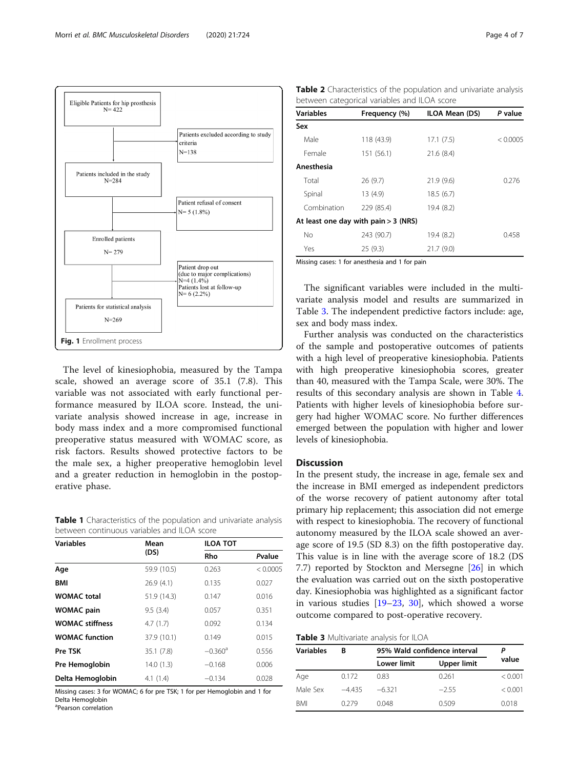Eligible Patients for hip prosthesis
N= 422

Patients excluded according to study criteria
N=138

Patients included in the study
N=284

Patient refusal of consent
N= 5 (1.8%)

Enrolled patients
N= 279

Patient drop out
(due to major complications)
N=4 (1.4%)
Patients lost at follow-up
N= 6 (2.2%)

Patients for statistical analysis
N=269

**Fig. 1** Enrollment process

The level of kinesiophobia, measured by the Tampa scale, showed an average score of 35.1 (7.8). This variable was not associated with early functional performance measured by ILOA score. Instead, the univariate analysis showed increase in age, increase in body mass index and a more compromised functional preoperative status measured with WOMAC score, as risk factors. Results showed protective factors to be the male sex, a higher preoperative hemoglobin level and a greater reduction in hemoglobin in the postoperative phase.

**Table 1** Characteristics of the population and univariate analysis between continuous variables and ILOA score

| Variables | Mean (DS) | ILOA TOT | |
|---|---|---|---|
| | | Rho | Pvalue |
| **Age** | 59.9 (10.5) | 0.263 | < 0.0005 |
| **BMI** | 26.9 (4.1) | 0.135 | 0.027 |
| **WOMAC total** | 51.9 (14.3) | 0.147 | 0.016 |
| **WOMAC pain** | 9.5 (3.4) | 0.057 | 0.351 |
| **WOMAC stiffness** | 4.7 (1.7) | 0.092 | 0.134 |
| **WOMAC function** | 37.9 (10.1) | 0.149 | 0.015 |
| **Pre TSK** | 35.1 (7.8) | −0.360[a] | 0.556 |
| **Pre Hemoglobin** | 14.0 (1.3) | −0.168 | 0.006 |
| **Delta Hemoglobin** | 4.1 (1.4) | −0.134 | 0.028 |

Missing cases: 3 for WOMAC; 6 for pre TSK; 1 for per Hemoglobin and 1 for Delta Hemoglobin
[a]Pearson correlation

**Table 2** Characteristics of the population and univariate analysis between categorical variables and ILOA score

| Variables | Frequency (%) | ILOA Mean (DS) | *P* value |
|---|---|---|---|
| **Sex** | | | |
| Male | 118 (43.9) | 17.1 (7.5) | < 0.0005 |
| Female | 151 (56.1) | 21.6 (8.4) | |
| **Anesthesia** | | | |
| Total | 26 (9.7) | 21.9 (9.6) | 0.276 |
| Spinal | 13 (4.9) | 18.5 (6.7) | |
| Combination | 229 (85.4) | 19.4 (8.2) | |
| **At least one day with pain > 3 (NRS)** | | | |
| No | 243 (90.7) | 19.4 (8.2) | 0.458 |
| Yes | 25 (9.3) | 21.7 (9.0) | |

Missing cases: 1 for anesthesia and 1 for pain

The significant variables were included in the multivariate analysis model and results are summarized in Table 3. The independent predictive factors include: age, sex and body mass index.

Further analysis was conducted on the characteristics of the sample and postoperative outcomes of patients with a high level of preoperative kinesiophobia. Patients with high preoperative kinesiophobia scores, greater than 40, measured with the Tampa Scale, were 30%. The results of this secondary analysis are shown in Table 4. Patients with higher levels of kinesiophobia before surgery had higher WOMAC score. No further differences emerged between the population with higher and lower levels of kinesiophobia.

## Discussion

In the present study, the increase in age, female sex and the increase in BMI emerged as independent predictors of the worse recovery of patient autonomy after total primary hip replacement; this association did not emerge with respect to kinesiophobia. The recovery of functional autonomy measured by the ILOA scale showed an average score of 19.5 (SD 8.3) on the fifth postoperative day. This value is in line with the average score of 18.2 (DS 7.7) reported by Stockton and Mersegne [26] in which the evaluation was carried out on the sixth postoperative day. Kinesiophobia was highlighted as a significant factor in various studies [19–23, 30], which showed a worse outcome compared to post-operative recovery.

**Table 3** Multivariate analysis for ILOA

| Variables | B | 95% Wald confidence interval | | *P* value |
|---|---|---|---|---|
| | | Lower limit | Upper limit | |
| Age | 0.172 | 0.83 | 0.261 | < 0.001 |
| Male Sex | −4.435 | −6.321 | −2.55 | < 0.001 |
| BMI | 0.279 | 0.048 | 0.509 | 0.018 |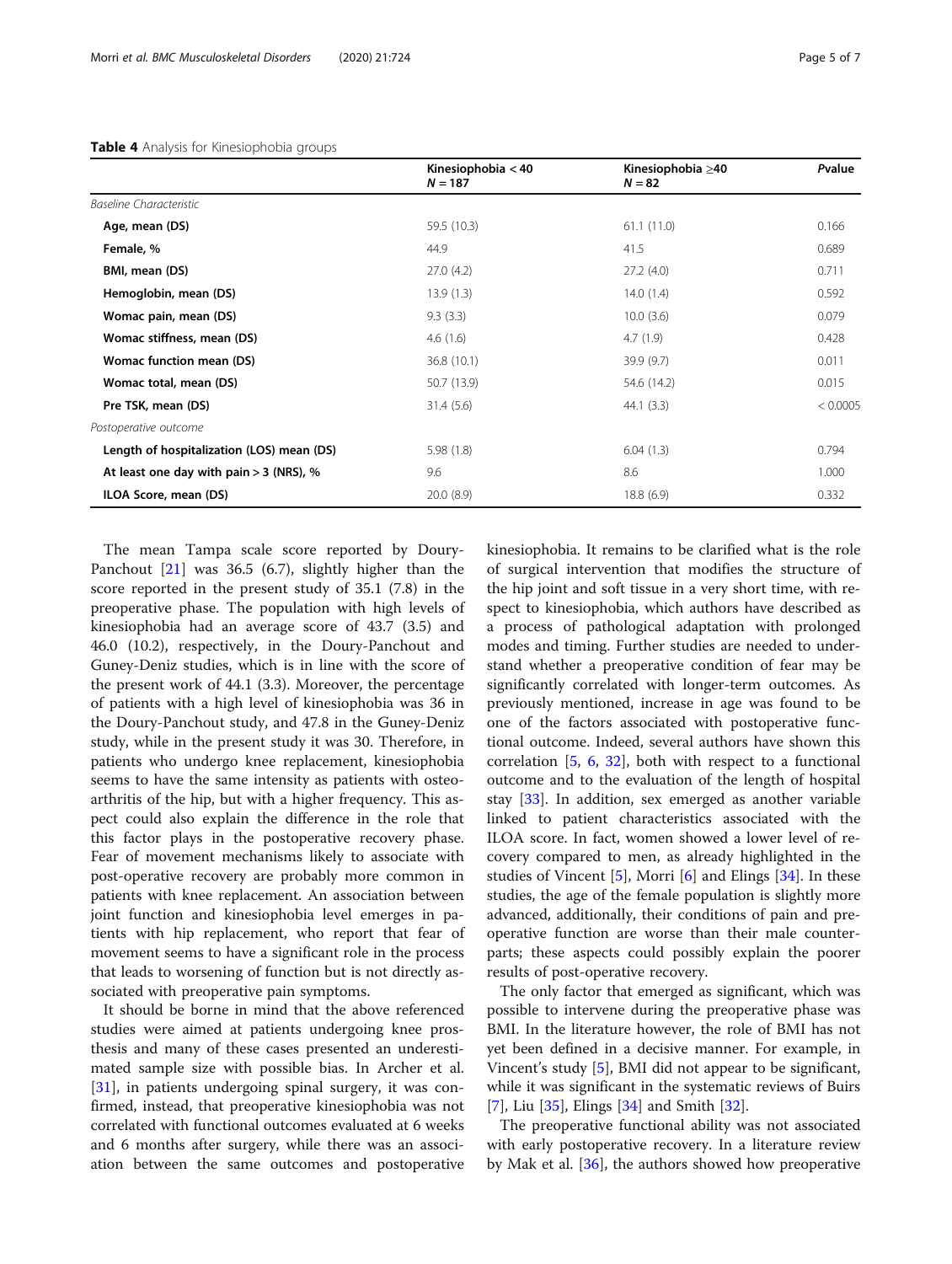**Table 4** Analysis for Kinesiophobia groups

| | Kinesiophobia < 40 $N = 187$ | Kinesiophobia ≥40 $N = 82$ | Pvalue |
|---|---|---|---|
| *Baseline Characteristic* | | | |
| **Age, mean (DS)** | 59.5 (10.3) | 61.1 (11.0) | 0.166 |
| **Female, %** | 44.9 | 41.5 | 0.689 |
| **BMI, mean (DS)** | 27.0 (4.2) | 27.2 (4.0) | 0.711 |
| **Hemoglobin, mean (DS)** | 13.9 (1.3) | 14.0 (1.4) | 0.592 |
| **Womac pain, mean (DS)** | 9.3 (3.3) | 10.0 (3.6) | 0.079 |
| **Womac stiffness, mean (DS)** | 4.6 (1.6) | 4.7 (1.9) | 0.428 |
| **Womac function mean (DS)** | 36.8 (10.1) | 39.9 (9.7) | 0.011 |
| **Womac total, mean (DS)** | 50.7 (13.9) | 54.6 (14.2) | 0.015 |
| **Pre TSK, mean (DS)** | 31.4 (5.6) | 44.1 (3.3) | < 0.0005 |
| *Postoperative outcome* | | | |
| **Length of hospitalization (LOS) mean (DS)** | 5.98 (1.8) | 6.04 (1.3) | 0.794 |
| **At least one day with pain > 3 (NRS), %** | 9.6 | 8.6 | 1.000 |
| **ILOA Score, mean (DS)** | 20.0 (8.9) | 18.8 (6.9) | 0.332 |

The mean Tampa scale score reported by Doury-Panchout [21] was 36.5 (6.7), slightly higher than the score reported in the present study of 35.1 (7.8) in the preoperative phase. The population with high levels of kinesiophobia had an average score of 43.7 (3.5) and 46.0 (10.2), respectively, in the Doury-Panchout and Guney-Deniz studies, which is in line with the score of the present work of 44.1 (3.3). Moreover, the percentage of patients with a high level of kinesiophobia was 36 in the Doury-Panchout study, and 47.8 in the Guney-Deniz study, while in the present study it was 30. Therefore, in patients who undergo knee replacement, kinesiophobia seems to have the same intensity as patients with osteoarthritis of the hip, but with a higher frequency. This aspect could also explain the difference in the role that this factor plays in the postoperative recovery phase. Fear of movement mechanisms likely to associate with post-operative recovery are probably more common in patients with knee replacement. An association between joint function and kinesiophobia level emerges in patients with hip replacement, who report that fear of movement seems to have a significant role in the process that leads to worsening of function but is not directly associated with preoperative pain symptoms.

It should be borne in mind that the above referenced studies were aimed at patients undergoing knee prosthesis and many of these cases presented an underestimated sample size with possible bias. In Archer et al. [31], in patients undergoing spinal surgery, it was confirmed, instead, that preoperative kinesiophobia was not correlated with functional outcomes evaluated at 6 weeks and 6 months after surgery, while there was an association between the same outcomes and postoperative kinesiophobia. It remains to be clarified what is the role of surgical intervention that modifies the structure of the hip joint and soft tissue in a very short time, with respect to kinesiophobia, which authors have described as a process of pathological adaptation with prolonged modes and timing. Further studies are needed to understand whether a preoperative condition of fear may be significantly correlated with longer-term outcomes. As previously mentioned, increase in age was found to be one of the factors associated with postoperative functional outcome. Indeed, several authors have shown this correlation [5, 6, 32], both with respect to a functional outcome and to the evaluation of the length of hospital stay [33]. In addition, sex emerged as another variable linked to patient characteristics associated with the ILOA score. In fact, women showed a lower level of recovery compared to men, as already highlighted in the studies of Vincent [5], Morri [6] and Elings [34]. In these studies, the age of the female population is slightly more advanced, additionally, their conditions of pain and preoperative function are worse than their male counterparts; these aspects could possibly explain the poorer results of post-operative recovery.

The only factor that emerged as significant, which was possible to intervene during the preoperative phase was BMI. In the literature however, the role of BMI has not yet been defined in a decisive manner. For example, in Vincent's study [5], BMI did not appear to be significant, while it was significant in the systematic reviews of Buirs [7], Liu [35], Elings [34] and Smith [32].

The preoperative functional ability was not associated with early postoperative recovery. In a literature review by Mak et al. [36], the authors showed how preoperative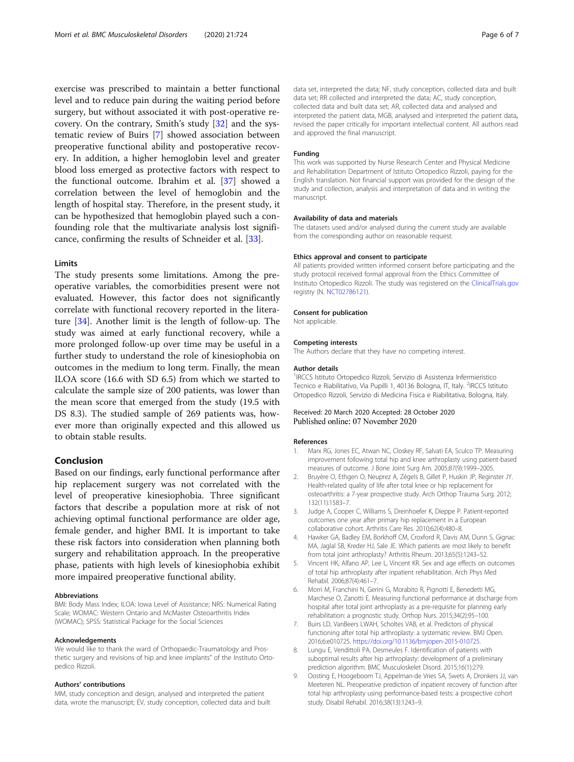exercise was prescribed to maintain a better functional level and to reduce pain during the waiting period before surgery, but without associated it with post-operative recovery. On the contrary, Smith's study [32] and the systematic review of Buirs [7] showed association between preoperative functional ability and postoperative recovery. In addition, a higher hemoglobin level and greater blood loss emerged as protective factors with respect to the functional outcome. Ibrahim et al. [37] showed a correlation between the level of hemoglobin and the length of hospital stay. Therefore, in the present study, it can be hypothesized that hemoglobin played such a confounding role that the multivariate analysis lost significance, confirming the results of Schneider et al. [33].

### Limits

The study presents some limitations. Among the preoperative variables, the comorbidities present were not evaluated. However, this factor does not significantly correlate with functional recovery reported in the literature [34]. Another limit is the length of follow-up. The study was aimed at early functional recovery, while a more prolonged follow-up over time may be useful in a further study to understand the role of kinesiophobia on outcomes in the medium to long term. Finally, the mean ILOA score (16.6 with SD 6.5) from which we started to calculate the sample size of 200 patients, was lower than the mean score that emerged from the study (19.5 with DS 8.3). The studied sample of 269 patients was, however more than originally expected and this allowed us to obtain stable results.

## Conclusion

Based on our findings, early functional performance after hip replacement surgery was not correlated with the level of preoperative kinesiophobia. Three significant factors that describe a population more at risk of not achieving optimal functional performance are older age, female gender, and higher BMI. It is important to take these risk factors into consideration when planning both surgery and rehabilitation approach. In the preoperative phase, patients with high levels of kinesiophobia exhibit more impaired preoperative functional ability.

#### Abbreviations

BMI: Body Mass Index; ILOA: Iowa Level of Assistance; NRS: Numerical Rating Scale; WOMAC: Western Ontario and McMaster Osteoarthritis Index (WOMAC); SPSS: Statistical Package for the Social Sciences

#### Acknowledgements

We would like to thank the ward of Orthopaedic-Traumatology and Prosthetic surgery and revisions of hip and knee implants" of the Instituto Ortopedico Rizzoli.

#### Authors' contributions

MM, study conception and design, analysed and interpreted the patient data, wrote the manuscript; EV, study conception, collected data and built data set, interpreted the data; NF, study conception, collected data and built data set; RR collected and interpreted the data; AC, study conception, collected data and built data set; AR, collected data and analysed and interpreted the patient data, MGB, analysed and interpreted the patient data, revised the paper critically for important intellectual content. All authors read and approved the final manuscript.

#### Funding

This work was supported by Nurse Research Center and Physical Medicine and Rehabilitation Department of Istituto Ortopedico Rizzoli, paying for the English translation. Not financial support was provided for the design of the study and collection, analysis and interpretation of data and in writing the manuscript.

#### Availability of data and materials

The datasets used and/or analysed during the current study are available from the corresponding author on reasonable request.

#### Ethics approval and consent to participate

All patients provided written informed consent before participating and the study protocol received formal approval from the Ethics Committee of Instituto Ortopedico Rizzoli. The study was registered on the ClinicalTrials.gov registry (N. NCT02786121).

#### Consent for publication

Not applicable.

#### Competing interests

The Authors declare that they have no competing interest.

#### Author details

[1]IRCCS Istituto Ortopedico Rizzoli, Servizio di Assistenza Infermieristico Tecnico e Riabilitativo, Via Pupilli 1, 40136 Bologna, IT, Italy. [2]IRCCS Istituto Ortopedico Rizzoli, Servizio di Medicina Fisica e Riabilitativa, Bologna, Italy.

Received: 20 March 2020 Accepted: 28 October 2020
Published online: 07 November 2020

#### References

1. Marx RG, Jones EC, Atwan NC, Closkey RF, Salvati EA, Sculco TP. Measuring improvement following total hip and knee arthroplasty using patient-based measures of outcome. J Bone Joint Surg Am. 2005;87(9):1999–2005.
2. Bruyère O, Ethgen O, Neuprez A, Zégels B, Gillet P, Huskin JP, Reginster JY. Health-related quality of life after total knee or hip replacement for osteoarthritis: a 7-year prospective study. Arch Orthop Trauma Surg. 2012; 132(11):1583–7.
3. Judge A, Cooper C, Williams S, Dreinhoefer K, Dieppe P. Patient-reported outcomes one year after primary hip replacement in a European collaborative cohort. Arthritis Care Res. 2010;62(4):480–8.
4. Hawker GA, Badley EM, Borkhoff CM, Croxford R, Davis AM, Dunn S, Gignac MA, Jaglal SB, Kreder HJ, Sale JE. Which patients are most likely to benefit from total joint arthroplasty? Arthritis Rheum. 2013;65(5):1243–52.
5. Vincent HK, Alfano AP, Lee L, Vincent KR. Sex and age effects on outcomes of total hip arthroplasty after inpatient rehabilitation. Arch Phys Med Rehabil. 2006;87(4):461–7.
6. Morri M, Franchini N, Gerini G, Morabito R, Pignotti E, Benedetti MG, Marchese O, Zanotti E. Measuring functional performance at discharge from hospital after total joint arthroplasty as a pre-requisite for planning early rehabilitation: a prognostic study. Orthop Nurs. 2015;34(2):95–100.
7. Buirs LD, VanBeers LWAH, Scholtes VAB, et al. Predictors of physical functioning after total hip arthroplasty: a systematic review. BMJ Open. 2016;6:e010725. https://doi.org/10.1136/bmjopen-2015-010725.
8. Lungu E, Vendittoli PA, Desmeules F. Identification of patients with suboptimal results after hip arthroplasty: development of a preliminary prediction algorithm. BMC Musculoskelet Disord. 2015;16(1):279.
9. Oosting E, Hoogeboom TJ, Appelman-de Vries SA, Swets A, Dronkers JJ, van Meeteren NL. Preoperative prediction of inpatient recovery of function after total hip arthroplasty using performance-based tests: a prospective cohort study. Disabil Rehabil. 2016;38(13):1243–9.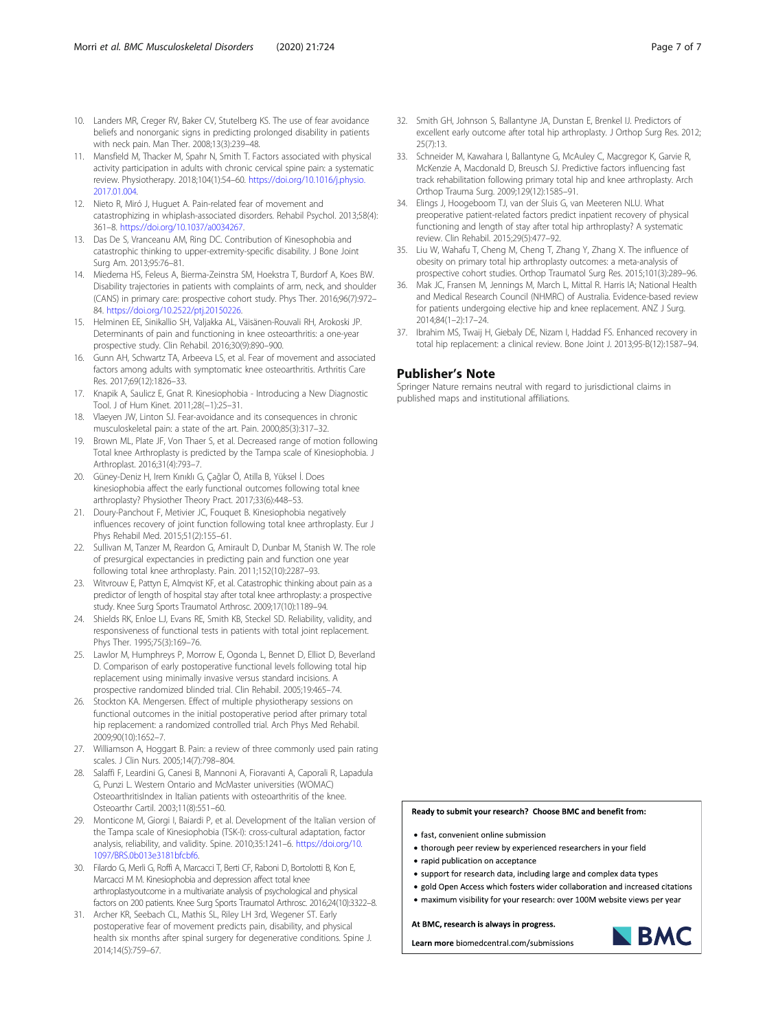10. Landers MR, Creger RV, Baker CV, Stutelberg KS. The use of fear avoidance beliefs and nonorganic signs in predicting prolonged disability in patients with neck pain. Man Ther. 2008;13(3):239–48.
11. Mansfield M, Thacker M, Spahr N, Smith T. Factors associated with physical activity participation in adults with chronic cervical spine pain: a systematic review. Physiotherapy. 2018;104(1):54–60. https://doi.org/10.1016/j.physio.2017.01.004.
12. Nieto R, Miró J, Huguet A. Pain-related fear of movement and catastrophizing in whiplash-associated disorders. Rehabil Psychol. 2013;58(4):361–8. https://doi.org/10.1037/a0034267.
13. Das De S, Vranceanu AM, Ring DC. Contribution of Kinesophobia and catastrophic thinking to upper-extremity-specific disability. J Bone Joint Surg Am. 2013;95:76–81.
14. Miedema HS, Feleus A, Bierma-Zeinstra SM, Hoekstra T, Burdorf A, Koes BW. Disability trajectories in patients with complaints of arm, neck, and shoulder (CANS) in primary care: prospective cohort study. Phys Ther. 2016;96(7):972–84. https://doi.org/10.2522/ptj.20150226.
15. Helminen EE, Sinikallio SH, Valjakka AL, Väisänen-Rouvali RH, Arokoski JP. Determinants of pain and functioning in knee osteoarthritis: a one-year prospective study. Clin Rehabil. 2016;30(9):890–900.
16. Gunn AH, Schwartz TA, Arbeeva LS, et al. Fear of movement and associated factors among adults with symptomatic knee osteoarthritis. Arthritis Care Res. 2017;69(12):1826–33.
17. Knapik A, Saulicz E, Gnat R. Kinesiophobia - Introducing a New Diagnostic Tool. J of Hum Kinet. 2011;28(−1):25–31.
18. Vlaeyen JW, Linton SJ. Fear-avoidance and its consequences in chronic musculoskeletal pain: a state of the art. Pain. 2000;85(3):317–32.
19. Brown ML, Plate JF, Von Thaer S, et al. Decreased range of motion following Total knee Arthroplasty is predicted by the Tampa scale of Kinesiophobia. J Arthroplast. 2016;31(4):793–7.
20. Güney-Deniz H, Irem Kınıklı G, Çağlar Ö, Atilla B, Yüksel İ. Does kinesiophobia affect the early functional outcomes following total knee arthroplasty? Physiother Theory Pract. 2017;33(6):448–53.
21. Doury-Panchout F, Metivier JC, Fouquet B. Kinesiophobia negatively influences recovery of joint function following total knee arthroplasty. Eur J Phys Rehabil Med. 2015;51(2):155–61.
22. Sullivan M, Tanzer M, Reardon G, Amirault D, Dunbar M, Stanish W. The role of presurgical expectancies in predicting pain and function one year following total knee arthroplasty. Pain. 2011;152(10):2287–93.
23. Witvrouw E, Pattyn E, Almqvist KF, et al. Catastrophic thinking about pain as a predictor of length of hospital stay after total knee arthroplasty: a prospective study. Knee Surg Sports Traumatol Arthrosc. 2009;17(10):1189–94.
24. Shields RK, Enloe LJ, Evans RE, Smith KB, Steckel SD. Reliability, validity, and responsiveness of functional tests in patients with total joint replacement. Phys Ther. 1995;75(3):169–76.
25. Lawlor M, Humphreys P, Morrow E, Ogonda L, Bennet D, Elliot D, Beverland D. Comparison of early postoperative functional levels following total hip replacement using minimally invasive versus standard incisions. A prospective randomized blinded trial. Clin Rehabil. 2005;19:465–74.
26. Stockton KA. Mengersen. Effect of multiple physiotherapy sessions on functional outcomes in the initial postoperative period after primary total hip replacement: a randomized controlled trial. Arch Phys Med Rehabil. 2009;90(10):1652–7.
27. Williamson A, Hoggart B. Pain: a review of three commonly used pain rating scales. J Clin Nurs. 2005;14(7):798–804.
28. Salaffi F, Leardini G, Canesi B, Mannoni A, Fioravanti A, Caporali R, Lapadula G, Punzi L. Western Ontario and McMaster universities (WOMAC) OsteoarthritisIndex in Italian patients with osteoarthritis of the knee. Osteoarthr Cartil. 2003;11(8):551–60.
29. Monticone M, Giorgi I, Baiardi P, et al. Development of the Italian version of the Tampa scale of Kinesiophobia (TSK-I): cross-cultural adaptation, factor analysis, reliability, and validity. Spine. 2010;35:1241–6. https://doi.org/10.1097/BRS.0b013e3181bfcbf6.
30. Filardo G, Merli G, Roffi A, Marcacci T, Berti CF, Raboni D, Bortolotti B, Kon E, Marcacci M M. Kinesiophobia and depression affect total knee arthroplastyoutcome in a multivariate analysis of psychological and physical factors on 200 patients. Knee Surg Sports Traumatol Arthrosc. 2016;24(10):3322–8.
31. Archer KR, Seebach CL, Mathis SL, Riley LH 3rd, Wegener ST. Early postoperative fear of movement predicts pain, disability, and physical health six months after spinal surgery for degenerative conditions. Spine J. 2014;14(5):759–67.
32. Smith GH, Johnson S, Ballantyne JA, Dunstan E, Brenkel IJ. Predictors of excellent early outcome after total hip arthroplasty. J Orthop Surg Res. 2012;25(7):13.
33. Schneider M, Kawahara I, Ballantyne G, McAuley C, Macgregor K, Garvie R, McKenzie A, Macdonald D, Breusch SJ. Predictive factors influencing fast track rehabilitation following primary total hip and knee arthroplasty. Arch Orthop Trauma Surg. 2009;129(12):1585–91.
34. Elings J, Hoogeboom TJ, van der Sluis G, van Meeteren NLU. What preoperative patient-related factors predict inpatient recovery of physical functioning and length of stay after total hip arthroplasty? A systematic review. Clin Rehabil. 2015;29(5):477–92.
35. Liu W, Wahafu T, Cheng M, Cheng T, Zhang Y, Zhang X. The influence of obesity on primary total hip arthroplasty outcomes: a meta-analysis of prospective cohort studies. Orthop Traumatol Surg Res. 2015;101(3):289–96.
36. Mak JC, Fransen M, Jennings M, March L, Mittal R. Harris IA; National Health and Medical Research Council (NHMRC) of Australia. Evidence-based review for patients undergoing elective hip and knee replacement. ANZ J Surg. 2014;84(1–2):17–24.
37. Ibrahim MS, Twaij H, Giebaly DE, Nizam I, Haddad FS. Enhanced recovery in total hip replacement: a clinical review. Bone Joint J. 2013;95-B(12):1587–94.

## Publisher's Note

Springer Nature remains neutral with regard to jurisdictional claims in published maps and institutional affiliations.

**Ready to submit your research? Choose BMC and benefit from:**

- fast, convenient online submission
- thorough peer review by experienced researchers in your field
- rapid publication on acceptance
- support for research data, including large and complex data types
- gold Open Access which fosters wider collaboration and increased citations
- maximum visibility for your research: over 100M website views per year

**At BMC, research is always in progress.**

**Learn more** biomedcentral.com/submissions

BMC